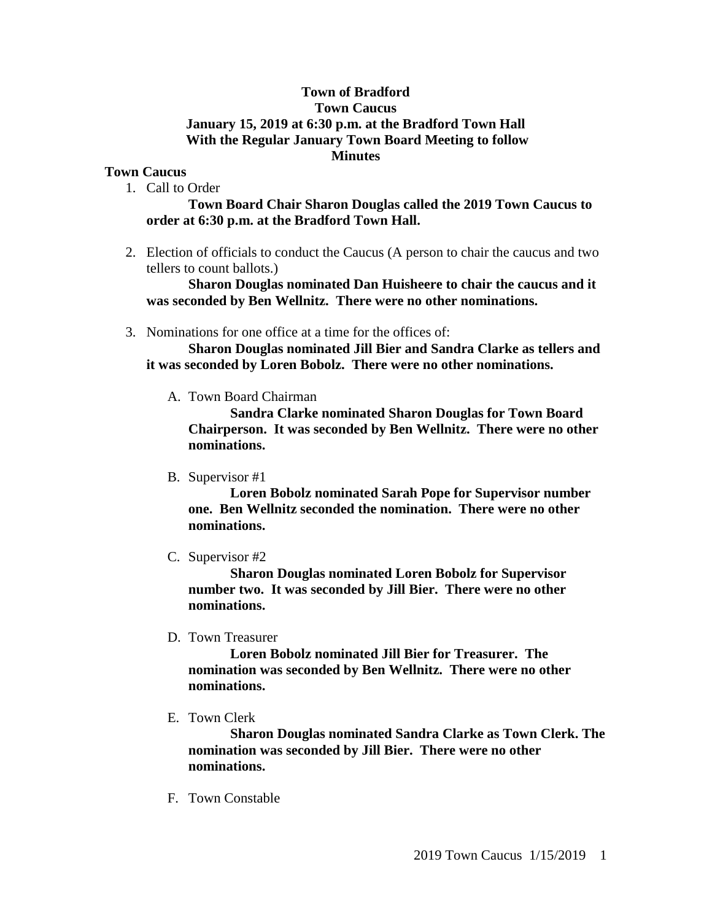**Town of Bradford**
**Town Caucus**
**January 15, 2019 at 6:30 p.m. at the Bradford Town Hall**
**With the Regular January Town Board Meeting to follow**
**Minutes**

## Town Caucus

1. Call to Order

   **Town Board Chair Sharon Douglas called the 2019 Town Caucus to order at 6:30 p.m. at the Bradford Town Hall.**

2. Election of officials to conduct the Caucus (A person to chair the caucus and two tellers to count ballots.)

   **Sharon Douglas nominated Dan Huisheere to chair the caucus and it was seconded by Ben Wellnitz. There were no other nominations.**

3. Nominations for one office at a time for the offices of:

   **Sharon Douglas nominated Jill Bier and Sandra Clarke as tellers and it was seconded by Loren Bobolz. There were no other nominations.**

   A. Town Board Chairman

      **Sandra Clarke nominated Sharon Douglas for Town Board Chairperson. It was seconded by Ben Wellnitz. There were no other nominations.**

   B. Supervisor #1

      **Loren Bobolz nominated Sarah Pope for Supervisor number one. Ben Wellnitz seconded the nomination. There were no other nominations.**

   C. Supervisor #2

      **Sharon Douglas nominated Loren Bobolz for Supervisor number two. It was seconded by Jill Bier. There were no other nominations.**

   D. Town Treasurer

      **Loren Bobolz nominated Jill Bier for Treasurer. The nomination was seconded by Ben Wellnitz. There were no other nominations.**

   E. Town Clerk

      **Sharon Douglas nominated Sandra Clarke as Town Clerk. The nomination was seconded by Jill Bier. There were no other nominations.**

   F. Town Constable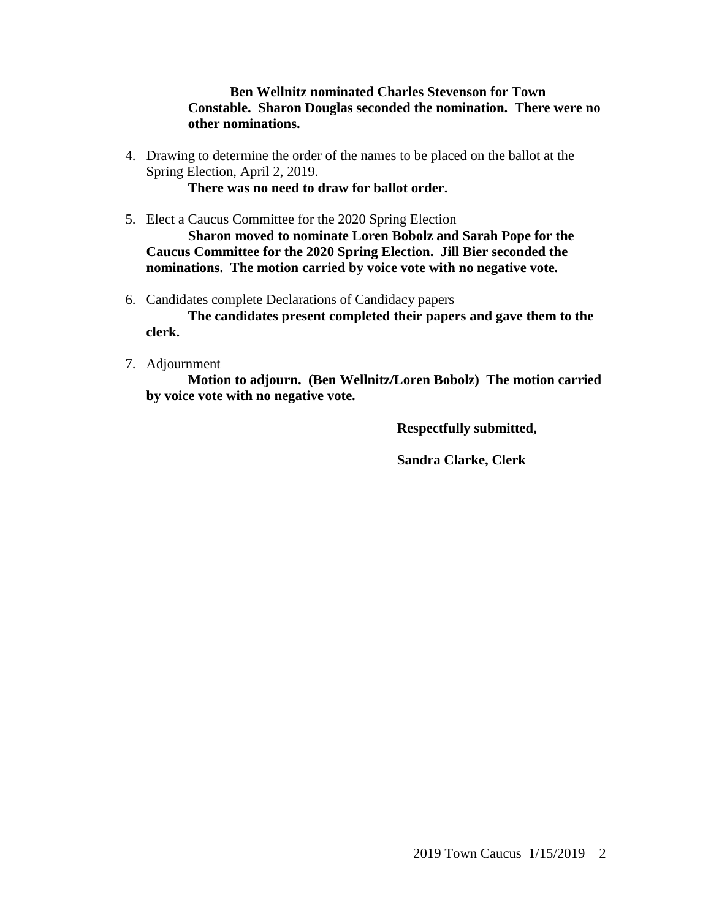**Ben Wellnitz nominated Charles Stevenson for Town Constable. Sharon Douglas seconded the nomination. There were no other nominations.**

4. Drawing to determine the order of the names to be placed on the ballot at the Spring Election, April 2, 2019.
   **There was no need to draw for ballot order.**

5. Elect a Caucus Committee for the 2020 Spring Election
   **Sharon moved to nominate Loren Bobolz and Sarah Pope for the Caucus Committee for the 2020 Spring Election. Jill Bier seconded the nominations. The motion carried by voice vote with no negative vote.**

6. Candidates complete Declarations of Candidacy papers
   **The candidates present completed their papers and gave them to the clerk.**

7. Adjournment
   **Motion to adjourn. (Ben Wellnitz/Loren Bobolz) The motion carried by voice vote with no negative vote.**

**Respectfully submitted,**

**Sandra Clarke, Clerk**